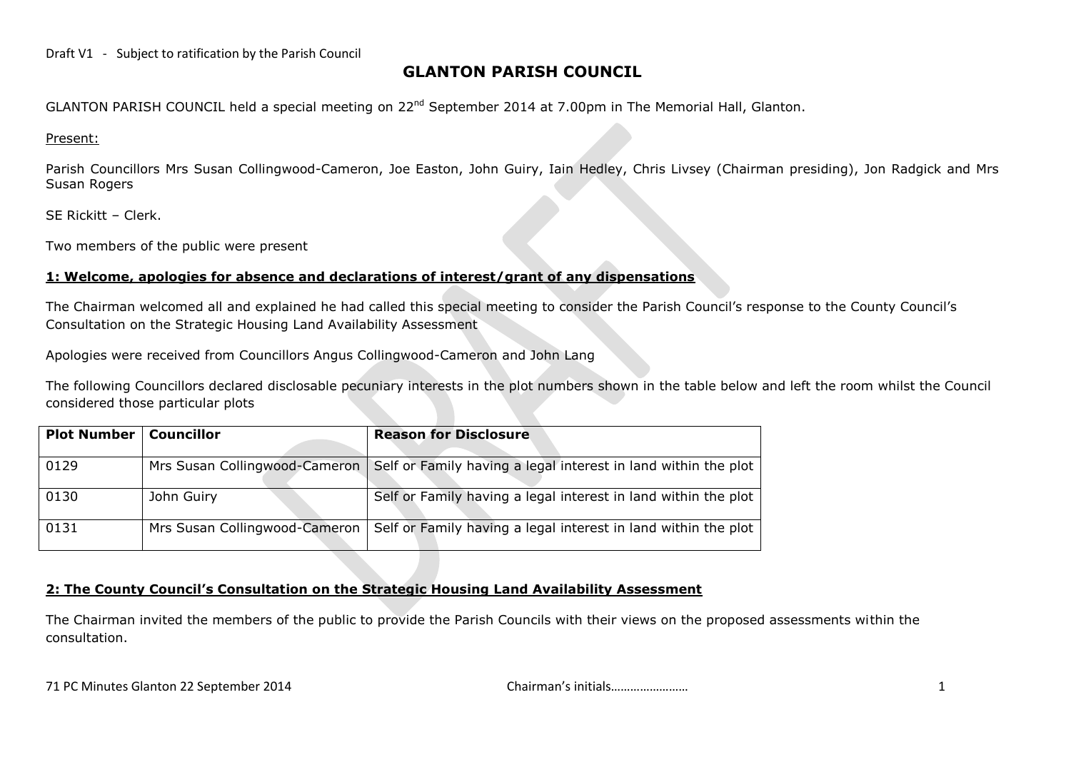Draft V1 - Subject to ratification by the Parish Council

# GLANTON PARISH COUNCIL

GLANTON PARISH COUNCIL held a special meeting on 22nd September 2014 at 7.00pm in The Memorial Hall, Glanton.

Present:

Parish Councillors Mrs Susan Collingwood-Cameron, Joe Easton, John Guiry, Iain Hedley, Chris Livsey (Chairman presiding), Jon Radgick and Mrs Susan Rogers

SE Rickitt – Clerk.

Two members of the public were present

## 1: Welcome, apologies for absence and declarations of interest/grant of any dispensations

The Chairman welcomed all and explained he had called this special meeting to consider the Parish Council's response to the County Council's Consultation on the Strategic Housing Land Availability Assessment

Apologies were received from Councillors Angus Collingwood-Cameron and John Lang

The following Councillors declared disclosable pecuniary interests in the plot numbers shown in the table below and left the room whilst the Council considered those particular plots

| Plot Number | Councillor | Reason for Disclosure |
|---|---|---|
| 0129 | Mrs Susan Collingwood-Cameron | Self or Family having a legal interest in land within the plot |
| 0130 | John Guiry | Self or Family having a legal interest in land within the plot |
| 0131 | Mrs Susan Collingwood-Cameron | Self or Family having a legal interest in land within the plot |

## 2: The County Council's Consultation on the Strategic Housing Land Availability Assessment

The Chairman invited the members of the public to provide the Parish Councils with their views on the proposed assessments within the consultation.

71 PC Minutes Glanton 22 September 2014 Chairman's initials……………………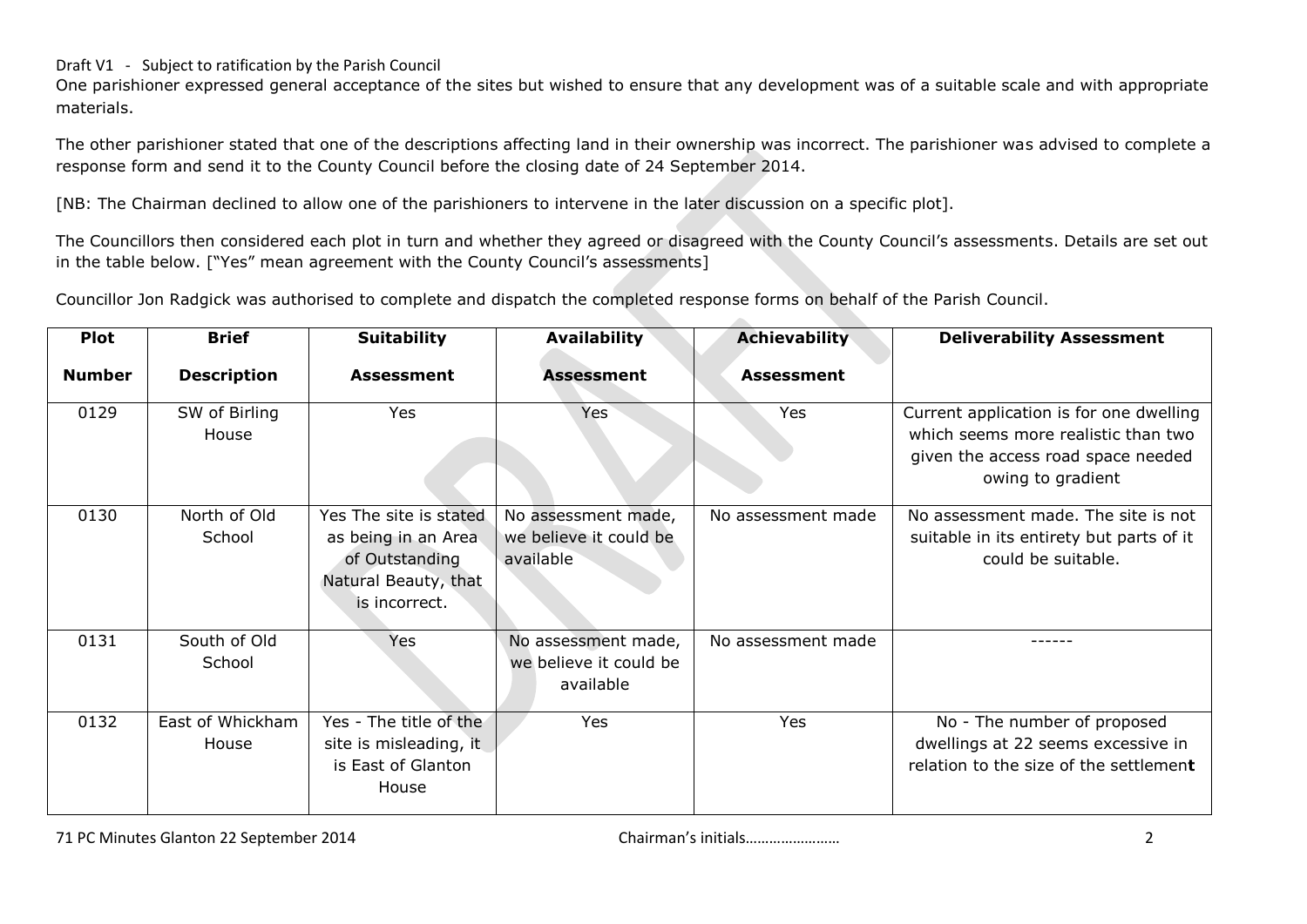Draft V1 - Subject to ratification by the Parish Council

One parishioner expressed general acceptance of the sites but wished to ensure that any development was of a suitable scale and with appropriate materials.

The other parishioner stated that one of the descriptions affecting land in their ownership was incorrect. The parishioner was advised to complete a response form and send it to the County Council before the closing date of 24 September 2014.

[NB: The Chairman declined to allow one of the parishioners to intervene in the later discussion on a specific plot].

The Councillors then considered each plot in turn and whether they agreed or disagreed with the County Council's assessments. Details are set out in the table below. ["Yes" mean agreement with the County Council's assessments]

Councillor Jon Radgick was authorised to complete and dispatch the completed response forms on behalf of the Parish Council.

| Plot Number | Brief Description | Suitability Assessment | Availability Assessment | Achievability Assessment | Deliverability Assessment |
|---|---|---|---|---|---|
| 0129 | SW of Birling House | Yes | Yes | Yes | Current application is for one dwelling which seems more realistic than two given the access road space needed owing to gradient |
| 0130 | North of Old School | Yes The site is stated as being in an Area of Outstanding Natural Beauty, that is incorrect. | No assessment made, we believe it could be available | No assessment made | No assessment made. The site is not suitable in its entirety but parts of it could be suitable. |
| 0131 | South of Old School | Yes | No assessment made, we believe it could be available | No assessment made | ------ |
| 0132 | East of Whickham House | Yes - The title of the site is misleading, it is East of Glanton House | Yes | Yes | No - The number of proposed dwellings at 22 seems excessive in relation to the size of the settlement |

71 PC Minutes Glanton 22 September 2014 Chairman's initials……………………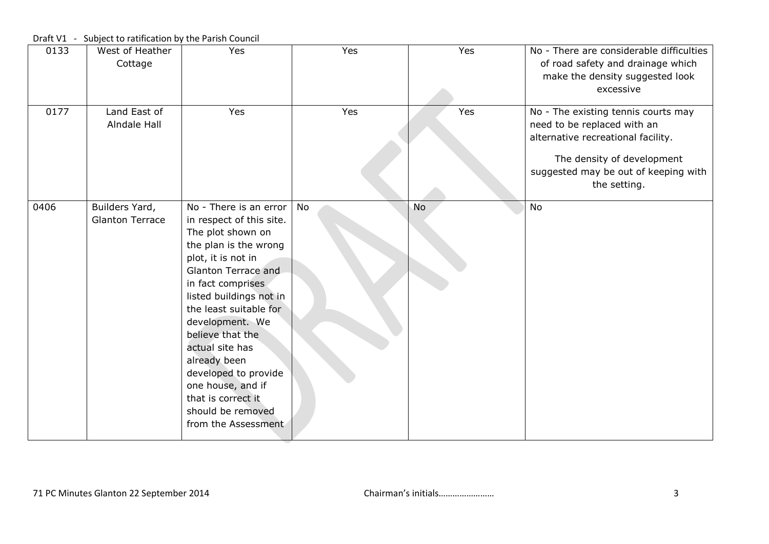| 0133 | West of Heather Cottage | Yes | Yes | Yes | No - There are considerable difficulties of road safety and drainage which make the density suggested look excessive |
|---|---|---|---|---|---|
| 0177 | Land East of Alndale Hall | Yes | Yes | Yes | No - The existing tennis courts may need to be replaced with an alternative recreational facility.<br><br>The density of development suggested may be out of keeping with the setting. |
| 0406 | Builders Yard, Glanton Terrace | No - There is an error in respect of this site. The plot shown on the plan is the wrong plot, it is not in Glanton Terrace and in fact comprises listed buildings not in the least suitable for development. We believe that the actual site has already been developed to provide one house, and if that is correct it should be removed from the Assessment | No | No | No |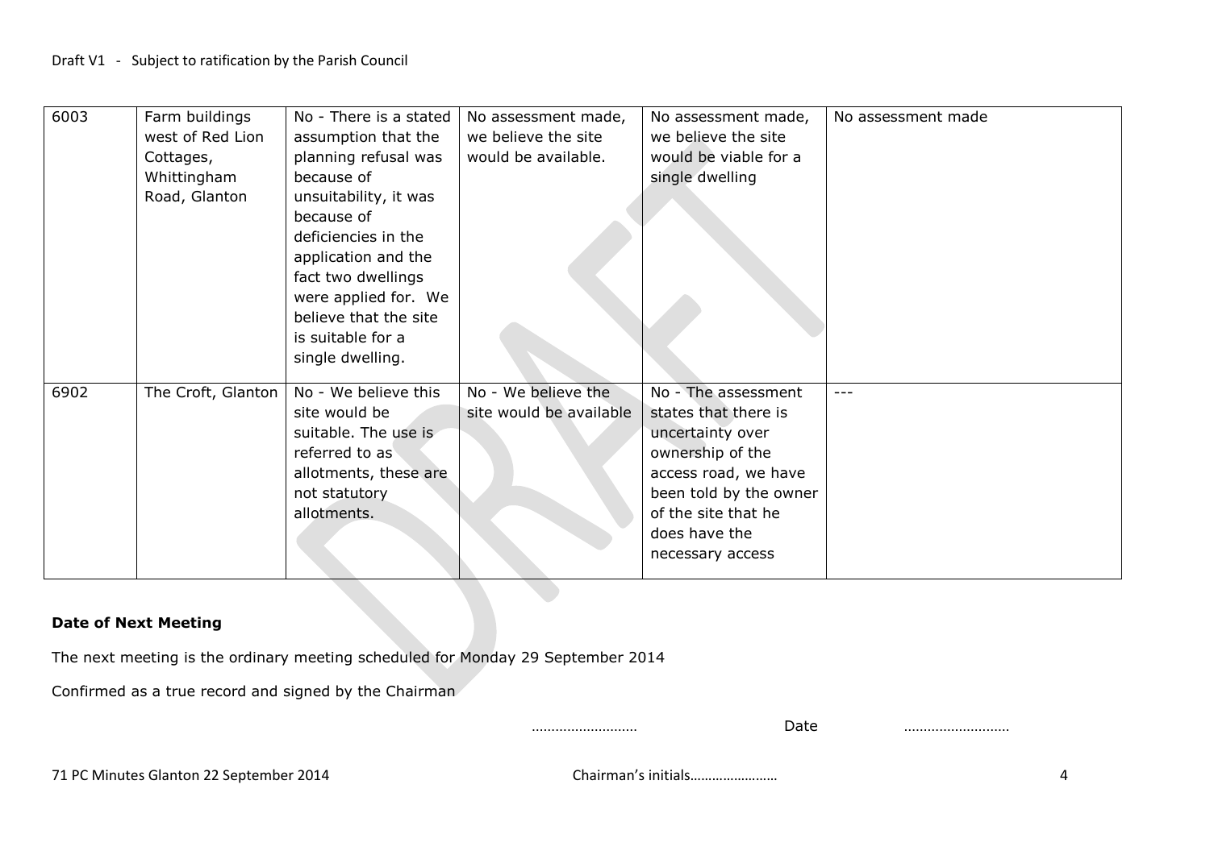| | | | | | |
|---|---|---|---|---|---|
| 6003 | Farm buildings west of Red Lion Cottages, Whittingham Road, Glanton | No - There is a stated assumption that the planning refusal was because of unsuitability, it was because of deficiencies in the application and the fact two dwellings were applied for. We believe that the site is suitable for a single dwelling. | No assessment made, we believe the site would be available. | No assessment made, we believe the site would be viable for a single dwelling | No assessment made |
| 6902 | The Croft, Glanton | No - We believe this site would be suitable. The use is referred to as allotments, these are not statutory allotments. | No - We believe the site would be available | No - The assessment states that there is uncertainty over ownership of the access road, we have been told by the owner of the site that he does have the necessary access | --- |

**Date of Next Meeting**

The next meeting is the ordinary meeting scheduled for Monday 29 September 2014

Confirmed as a true record and signed by the Chairman

……………………… Date ………………………